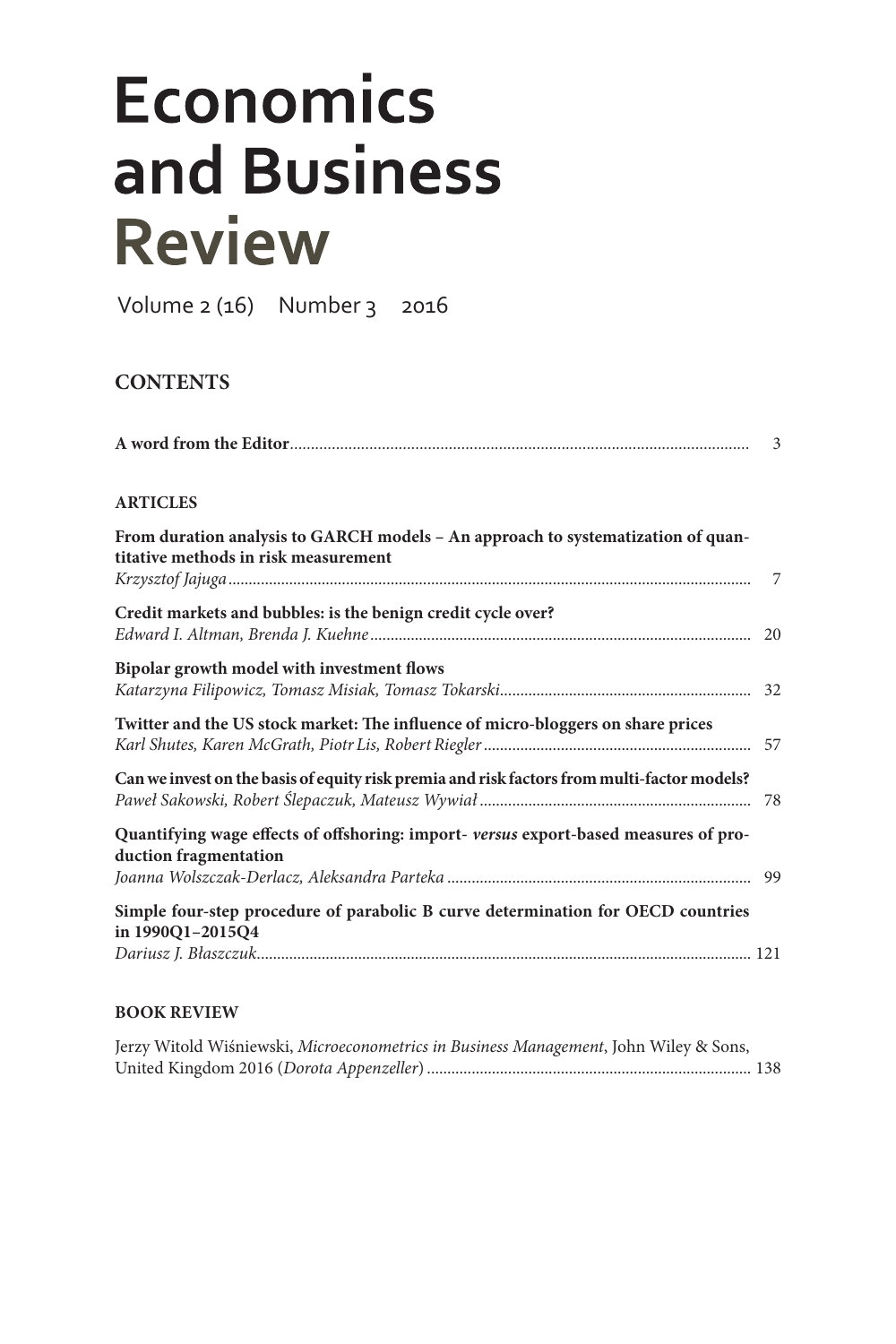# Economics and Business Review

Volume 2 (16) Number 3 2016

## CONTENTS

**A word from the Editor** ... 3

### ARTICLES

**From duration analysis to GARCH models – An approach to systematization of quantitative methods in risk measurement**
*Krzysztof Jajuga* ... 7

**Credit markets and bubbles: is the benign credit cycle over?**
*Edward I. Altman, Brenda J. Kuehne* ... 20

**Bipolar growth model with investment flows**
*Katarzyna Filipowicz, Tomasz Misiak, Tomasz Tokarski* ... 32

**Twitter and the US stock market: The influence of micro-bloggers on share prices**
*Karl Shutes, Karen McGrath, Piotr Lis, Robert Riegler* ... 57

**Can we invest on the basis of equity risk premia and risk factors from multi-factor models?**
*Paweł Sakowski, Robert Ślepaczuk, Mateusz Wywiał* ... 78

**Quantifying wage effects of offshoring: import-** ***versus*** **export-based measures of production fragmentation**
*Joanna Wolszczak-Derlacz, Aleksandra Parteka* ... 99

**Simple four-step procedure of parabolic B curve determination for OECD countries in 1990Q1–2015Q4**
*Dariusz J. Błaszczuk* ... 121

### BOOK REVIEW

Jerzy Witold Wiśniewski, *Microeconometrics in Business Management*, John Wiley & Sons, United Kingdom 2016 (*Dorota Appenzeller*) ... 138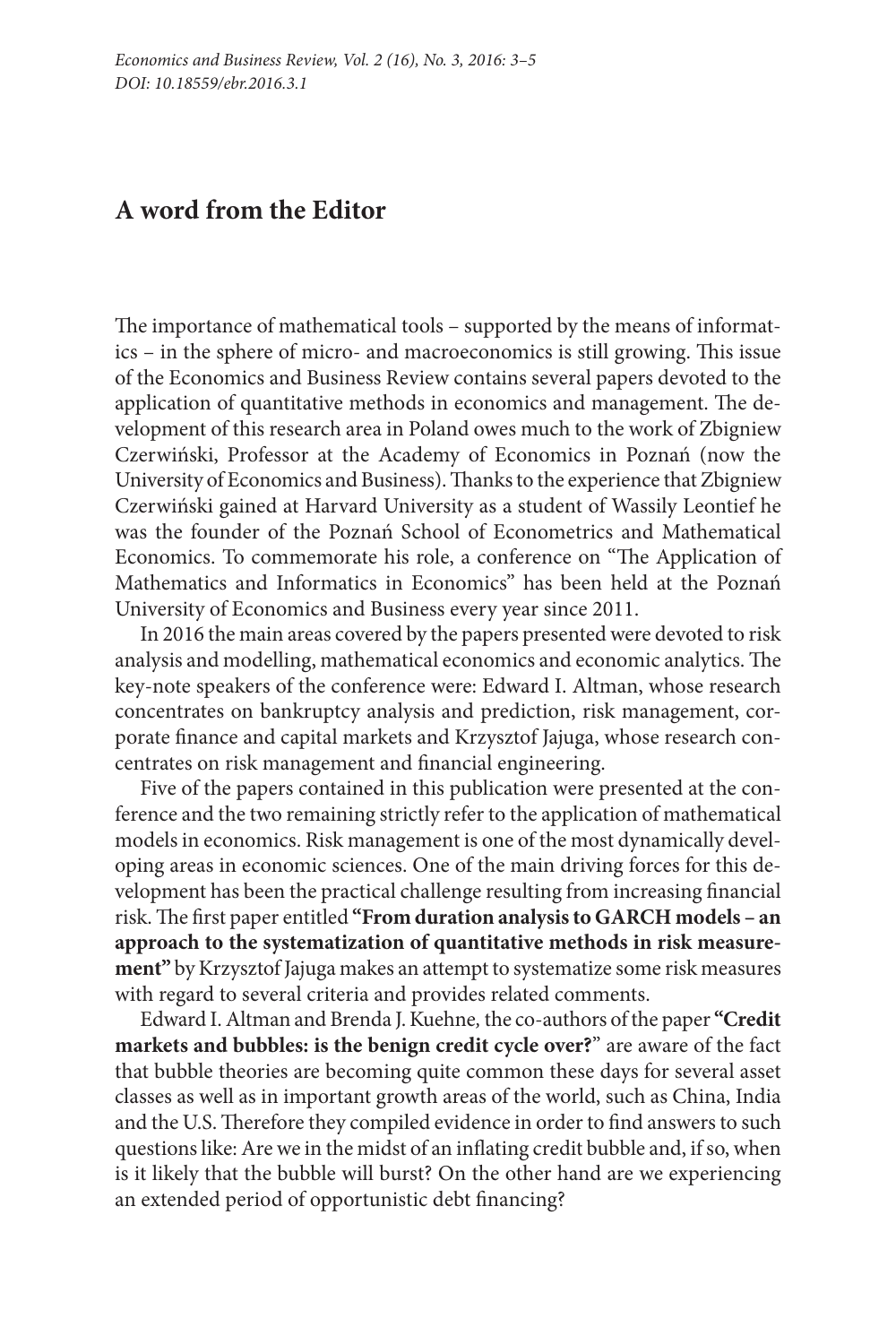# A word from the Editor

The importance of mathematical tools – supported by the means of informatics – in the sphere of micro- and macroeconomics is still growing. This issue of the Economics and Business Review contains several papers devoted to the application of quantitative methods in economics and management. The development of this research area in Poland owes much to the work of Zbigniew Czerwiński, Professor at the Academy of Economics in Poznań (now the University of Economics and Business). Thanks to the experience that Zbigniew Czerwiński gained at Harvard University as a student of Wassily Leontief he was the founder of the Poznań School of Econometrics and Mathematical Economics. To commemorate his role, a conference on "The Application of Mathematics and Informatics in Economics" has been held at the Poznań University of Economics and Business every year since 2011.

In 2016 the main areas covered by the papers presented were devoted to risk analysis and modelling, mathematical economics and economic analytics. The key-note speakers of the conference were: Edward I. Altman, whose research concentrates on bankruptcy analysis and prediction, risk management, corporate finance and capital markets and Krzysztof Jajuga, whose research concentrates on risk management and financial engineering.

Five of the papers contained in this publication were presented at the conference and the two remaining strictly refer to the application of mathematical models in economics. Risk management is one of the most dynamically developing areas in economic sciences. One of the main driving forces for this development has been the practical challenge resulting from increasing financial risk. The first paper entitled **"From duration analysis to GARCH models – an approach to the systematization of quantitative methods in risk measurement"** by Krzysztof Jajuga makes an attempt to systematize some risk measures with regard to several criteria and provides related comments.

Edward I. Altman and Brenda J. Kuehne, the co-authors of the paper **"Credit markets and bubbles: is the benign credit cycle over?"** are aware of the fact that bubble theories are becoming quite common these days for several asset classes as well as in important growth areas of the world, such as China, India and the U.S. Therefore they compiled evidence in order to find answers to such questions like: Are we in the midst of an inflating credit bubble and, if so, when is it likely that the bubble will burst? On the other hand are we experiencing an extended period of opportunistic debt financing?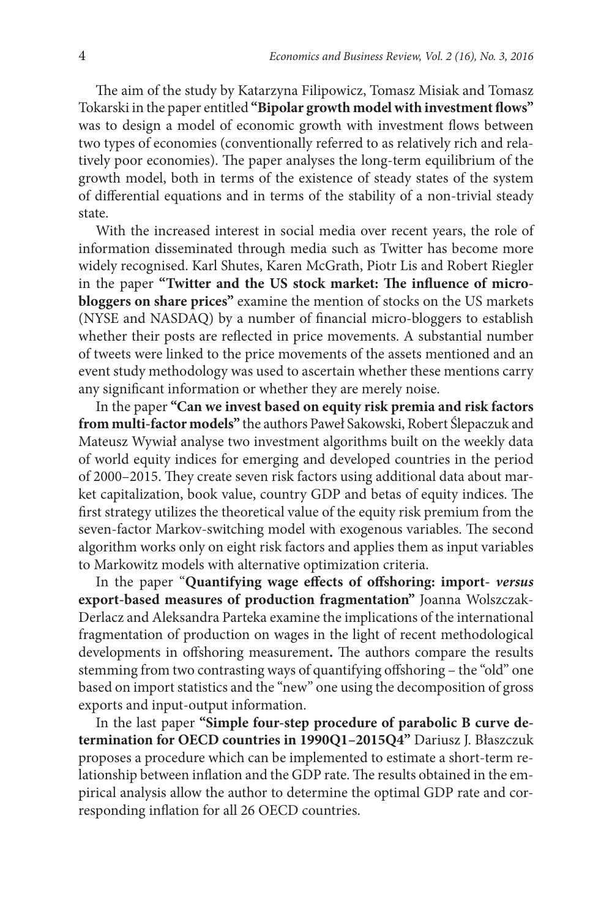The aim of the study by Katarzyna Filipowicz, Tomasz Misiak and Tomasz Tokarski in the paper entitled **"Bipolar growth model with investment flows"** was to design a model of economic growth with investment flows between two types of economies (conventionally referred to as relatively rich and relatively poor economies). The paper analyses the long-term equilibrium of the growth model, both in terms of the existence of steady states of the system of differential equations and in terms of the stability of a non-trivial steady state.

With the increased interest in social media over recent years, the role of information disseminated through media such as Twitter has become more widely recognised. Karl Shutes, Karen McGrath, Piotr Lis and Robert Riegler in the paper **"Twitter and the US stock market: The influence of micro-bloggers on share prices"** examine the mention of stocks on the US markets (NYSE and NASDAQ) by a number of financial micro-bloggers to establish whether their posts are reflected in price movements. A substantial number of tweets were linked to the price movements of the assets mentioned and an event study methodology was used to ascertain whether these mentions carry any significant information or whether they are merely noise.

In the paper **"Can we invest based on equity risk premia and risk factors from multi-factor models"** the authors Paweł Sakowski, Robert Ślepaczuk and Mateusz Wywiał analyse two investment algorithms built on the weekly data of world equity indices for emerging and developed countries in the period of 2000–2015. They create seven risk factors using additional data about market capitalization, book value, country GDP and betas of equity indices. The first strategy utilizes the theoretical value of the equity risk premium from the seven-factor Markov-switching model with exogenous variables. The second algorithm works only on eight risk factors and applies them as input variables to Markowitz models with alternative optimization criteria.

In the paper "**Quantifying wage effects of offshoring: import- *versus* export-based measures of production fragmentation"** Joanna Wolszczak-Derlacz and Aleksandra Parteka examine the implications of the international fragmentation of production on wages in the light of recent methodological developments in offshoring measurement**.** The authors compare the results stemming from two contrasting ways of quantifying offshoring – the "old" one based on import statistics and the "new" one using the decomposition of gross exports and input-output information.

In the last paper **"Simple four-step procedure of parabolic B curve determination for OECD countries in 1990Q1–2015Q4"** Dariusz J. Błaszczuk proposes a procedure which can be implemented to estimate a short-term relationship between inflation and the GDP rate. The results obtained in the empirical analysis allow the author to determine the optimal GDP rate and corresponding inflation for all 26 OECD countries.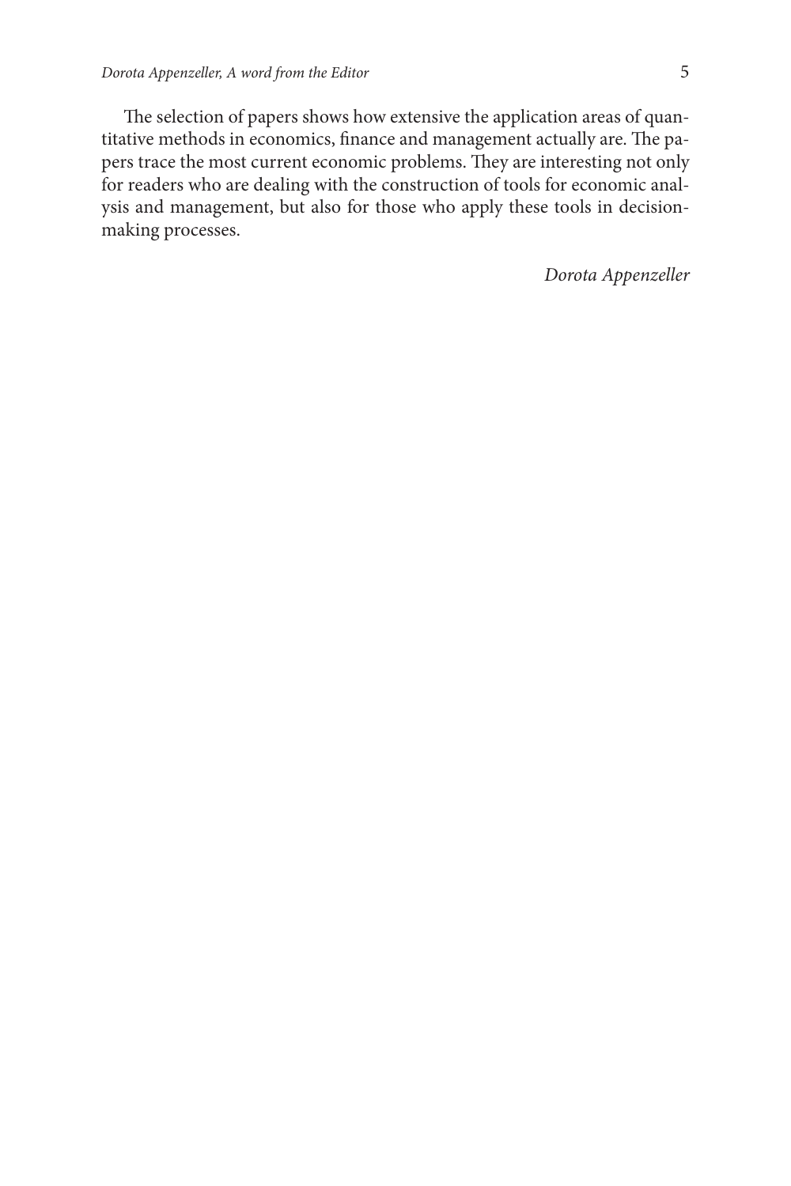The selection of papers shows how extensive the application areas of quantitative methods in economics, finance and management actually are. The papers trace the most current economic problems. They are interesting not only for readers who are dealing with the construction of tools for economic analysis and management, but also for those who apply these tools in decision-making processes.

*Dorota Appenzeller*